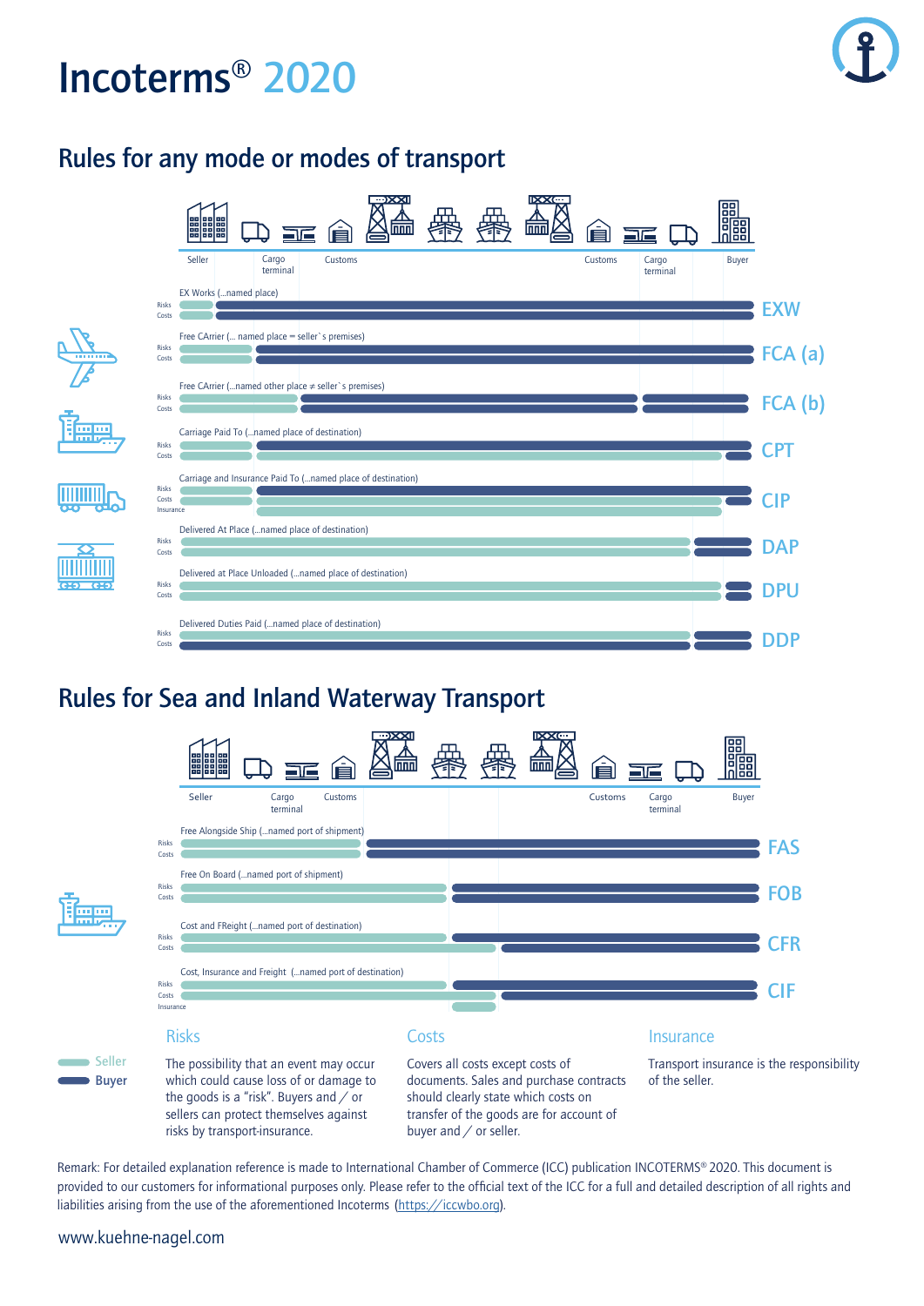# Incoterms® 2020

## Rules for any mode or modes of transport

Seller | Cargo terminal | Customs | Customs | Cargo terminal | Buyer

EX Works (...named place)
Risks
Costs
**EXW**

Free CArrier (... named place = seller`s premises)
Risks
Costs
**FCA (a)**

Free CArrier (...named other place ≠ seller`s premises)
Risks
Costs
**FCA (b)**

Carriage Paid To (...named place of destination)
Risks
Costs
**CPT**

Carriage and Insurance Paid To (...named place of destination)
Risks
Costs
Insurance
**CIP**

Delivered At Place (...named place of destination)
Risks
Costs
**DAP**

Delivered at Place Unloaded (...named place of destination)
Risks
Costs
**DPU**

Delivered Duties Paid (...named place of destination)
Risks
Costs
**DDP**

## Rules for Sea and Inland Waterway Transport

Seller | Cargo terminal | Customs | Customs | Cargo terminal | Buyer

Free Alongside Ship (...named port of shipment)
Risks
Costs
**FAS**

Free On Board (...named port of shipment)
Risks
Costs
**FOB**

Cost and FReight (...named port of destination)
Risks
Costs
**CFR**

Cost, Insurance and Freight (...named port of destination)
Risks
Costs
Insurance
**CIF**

Seller
Buyer

### Risks

The possibility that an event may occur which could cause loss of or damage to the goods is a "risk". Buyers and / or sellers can protect themselves against risks by transport-insurance.

### Costs

Covers all costs except costs of documents. Sales and purchase contracts should clearly state which costs on transfer of the goods are for account of buyer and / or seller.

### Insurance

Transport insurance is the responsibility of the seller.

Remark: For detailed explanation reference is made to International Chamber of Commerce (ICC) publication INCOTERMS® 2020. This document is provided to our customers for informational purposes only. Please refer to the official text of the ICC for a full and detailed description of all rights and liabilities arising from the use of the aforementioned Incoterms (https://iccwbo.org).

www.kuehne-nagel.com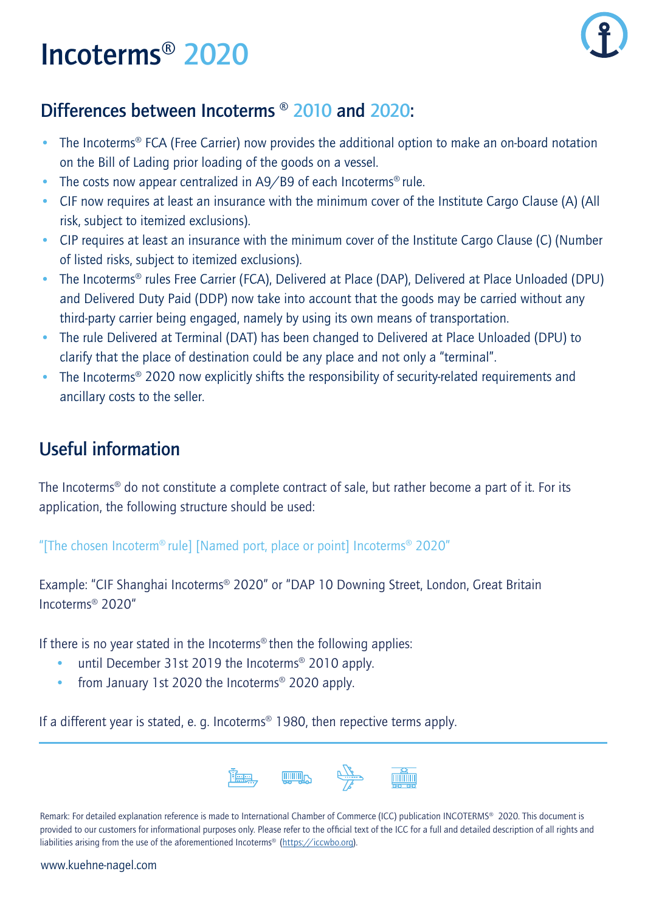# Incoterms® 2020

## Differences between Incoterms ® 2010 and 2020:

- The Incoterms® FCA (Free Carrier) now provides the additional option to make an on-board notation on the Bill of Lading prior loading of the goods on a vessel.
- The costs now appear centralized in A9/B9 of each Incoterms® rule.
- CIF now requires at least an insurance with the minimum cover of the Institute Cargo Clause (A) (All risk, subject to itemized exclusions).
- CIP requires at least an insurance with the minimum cover of the Institute Cargo Clause (C) (Number of listed risks, subject to itemized exclusions).
- The Incoterms® rules Free Carrier (FCA), Delivered at Place (DAP), Delivered at Place Unloaded (DPU) and Delivered Duty Paid (DDP) now take into account that the goods may be carried without any third-party carrier being engaged, namely by using its own means of transportation.
- The rule Delivered at Terminal (DAT) has been changed to Delivered at Place Unloaded (DPU) to clarify that the place of destination could be any place and not only a "terminal".
- The Incoterms® 2020 now explicitly shifts the responsibility of security-related requirements and ancillary costs to the seller.

## Useful information

The Incoterms® do not constitute a complete contract of sale, but rather become a part of it. For its application, the following structure should be used:

"[The chosen Incoterm® rule] [Named port, place or point] Incoterms® 2020"

Example: "CIF Shanghai Incoterms® 2020" or "DAP 10 Downing Street, London, Great Britain Incoterms® 2020"

If there is no year stated in the Incoterms® then the following applies:

- until December 31st 2019 the Incoterms® 2010 apply.
- from January 1st 2020 the Incoterms® 2020 apply.

If a different year is stated, e. g. Incoterms® 1980, then repective terms apply.

Remark: For detailed explanation reference is made to International Chamber of Commerce (ICC) publication INCOTERMS® 2020. This document is provided to our customers for informational purposes only. Please refer to the official text of the ICC for a full and detailed description of all rights and liabilities arising from the use of the aforementioned Incoterms® (https://iccwbo.org).

www.kuehne-nagel.com